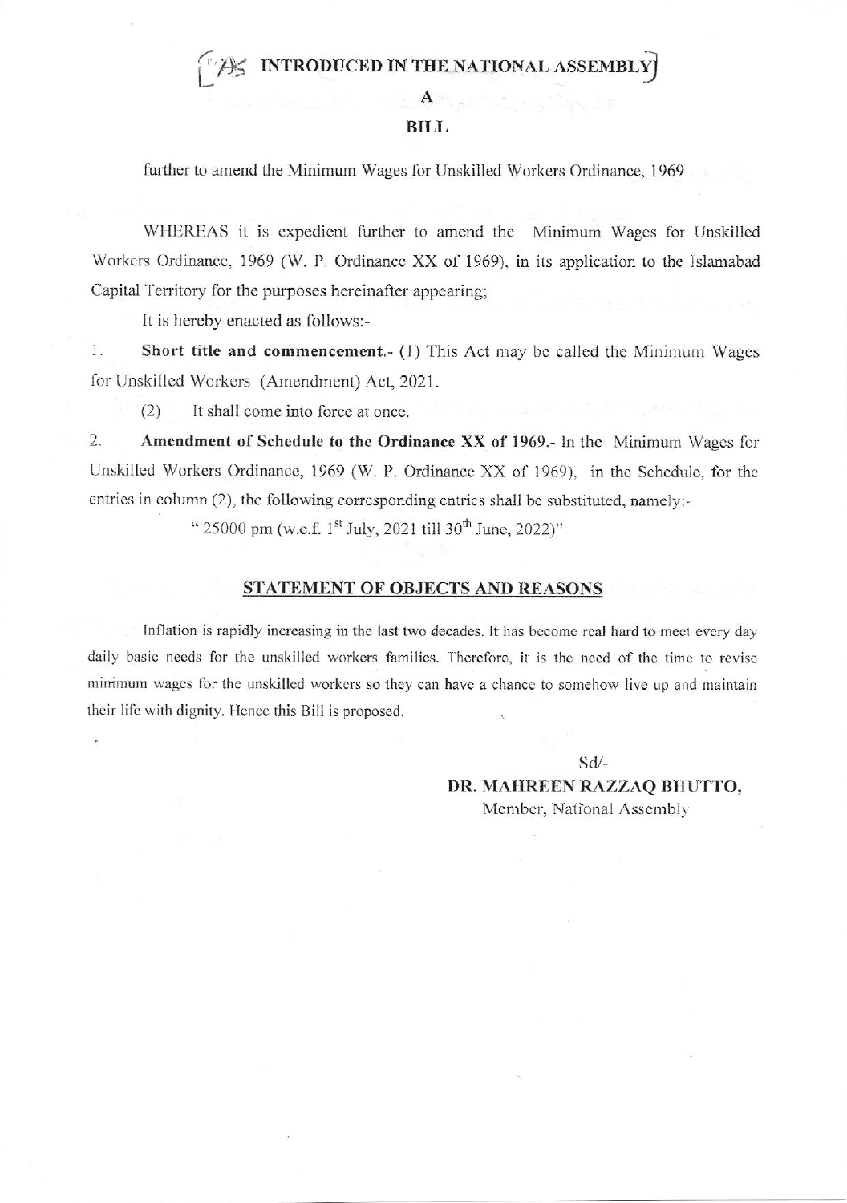# [AS INTRODUCED IN THE NATIONAL ASSEMBLY]

## A

## BILL

further to amend the Minimum Wages for Unskilled Workers Ordinance, 1969

WHEREAS it is expedient further to amend the Minimum Wages for Unskilled Workers Ordinance, 1969 (W. P. Ordinance XX of 1969), in its application to the Islamabad Capital Territory for the purposes hereinafter appearing;

It is hereby enacted as follows:-

1. **Short title and commencement.-** (1) This Act may be called the Minimum Wages for Unskilled Workers (Amendment) Act, 2021.

   (2) It shall come into force at once.

2. **Amendment of Schedule to the Ordinance XX of 1969.-** In the Minimum Wages for Unskilled Workers Ordinance, 1969 (W. P. Ordinance XX of 1969), in the Schedule, for the entries in column (2), the following corresponding entries shall be substituted, namely:-

   "25000 pm (w.e.f. 1st July, 2021 till 30th June, 2022)"

### STATEMENT OF OBJECTS AND REASONS

Inflation is rapidly increasing in the last two decades. It has become real hard to meet every day daily basic needs for the unskilled workers families. Therefore, it is the need of the time to revise minimum wages for the unskilled workers so they can have a chance to somehow live up and maintain their life with dignity. Hence this Bill is proposed.

Sd/-

**DR. MAHREEN RAZZAQ BHUTTO,**
Member, National Assembly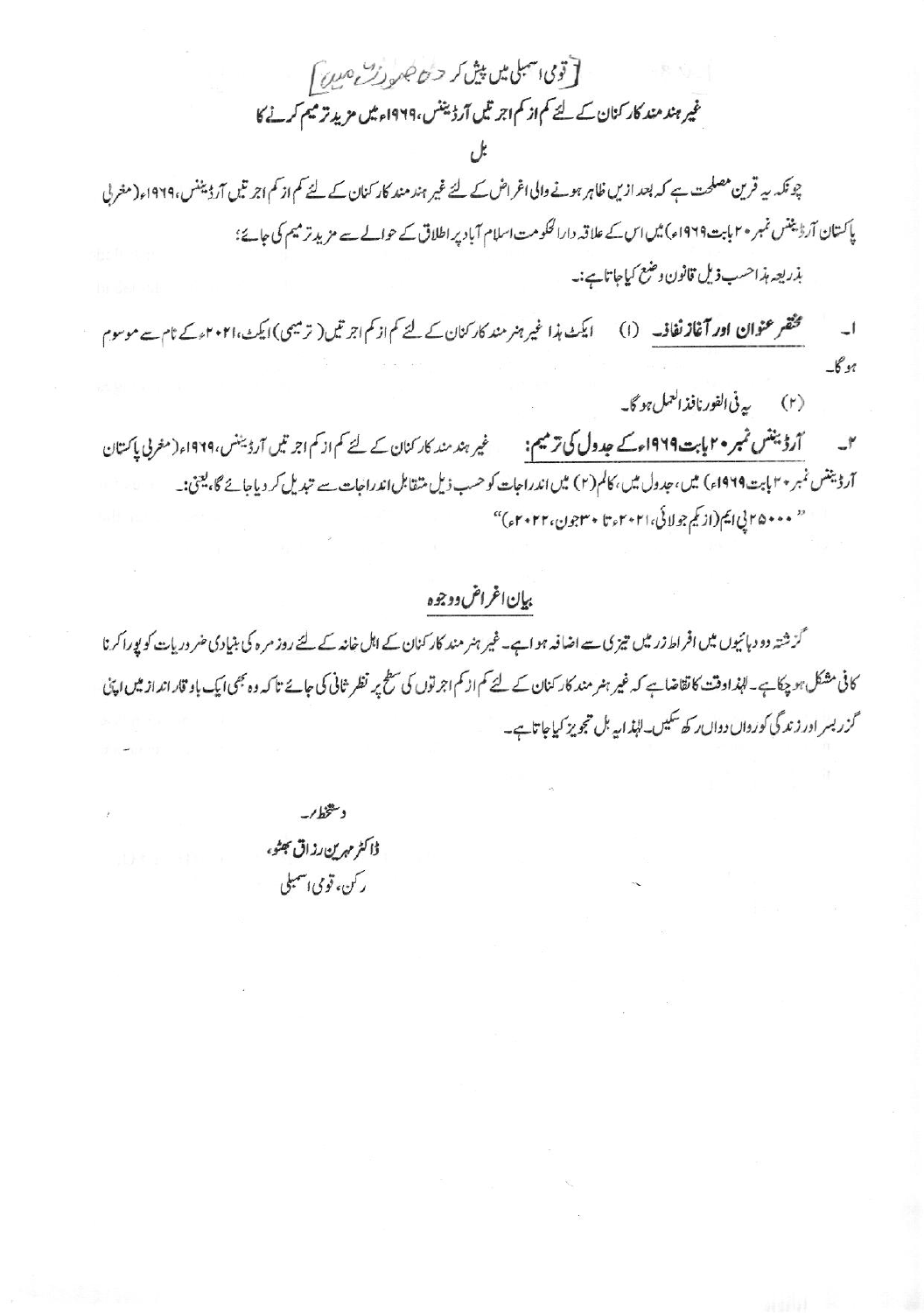[قومی اسمبلی میں پیش کردہ صورت میں]

## غیر ہنر مند کارکنان کے لئے کم از کم اجرتیں آرڈیننس، ۱۹۶۹ء میں مزید ترمیم کرنے کا

## بل

چونکہ یہ قرین مصلحت ہے کہ بعد ازیں ظاہر ہونے والی اغراض کے لئے غیر ہنر مند کارکنان کے لئے کم از کم اجرتیں آرڈیننس، ۱۹۶۹ء (مغربی پاکستان آرڈیننس نمبر ۲۰ بابت ۱۹۶۹ء) میں اس کے علاقہ دارالحکومت اسلام آباد پر اطلاق کے حوالے سے مزید ترمیم کی جائے؛

بذریعہ ہذا حسب ذیل قانون وضع کیا جاتا ہے:۔

۱۔ **مختصر عنوان اور آغاز نفاذ۔** (۱) ایکٹ ہذا غیر ہنر مند کارکنان کے لئے کم از کم اجرتیں (ترمیمی) ایکٹ، ۲۰۲۱ء کے نام سے موسوم ہوگا۔

(۲) یہ فی الفور نافذ العمل ہوگا۔

۲۔ **آرڈیننس نمبر ۲۰ بابت ۱۹۶۹ء کے جدول کی ترمیم:** غیر ہنر مند کارکنان کے لئے کم از کم اجرتیں آرڈیننس، ۱۹۶۹ء (مغربی پاکستان آرڈیننس نمبر ۲۰ بابت ۱۹۶۹ء) میں، جدول میں، کالم (۲) میں اندراجات کو حسب ذیل متقابل اندراجات سے تبدیل کر دیا جائے گا، یعنی:۔

"۲۵۰۰۰ پی ایم (از یکم جولائی، ۲۰۲۱ء تا ۳۰ جون، ۲۰۲۲ء)"

## بیان اغراض و وجوہ

گزشتہ دو دہائیوں میں افراط زر میں تیزی سے اضافہ ہوا ہے۔ غیر ہنر مند کارکنان کے اہل خانہ کے لئے روزمرہ کی بنیادی ضروریات کو پورا کرنا کافی مشکل ہو چکا ہے۔ لہٰذا وقت کا تقاضا ہے کہ غیر ہنر مند کارکنان کے لئے کم از کم اجرتوں کی سطح پر نظر ثانی کی جائے تاکہ وہ بھی ایک باوقار انداز میں اپنی گزربسر اور زندگی کو رواں دواں رکھ سکیں۔ لہٰذا یہ بل تجویز کیا جاتا ہے۔

دستخط/۔

ڈاکٹر مہرین رزاق بھٹو،

رکن، قومی اسمبلی